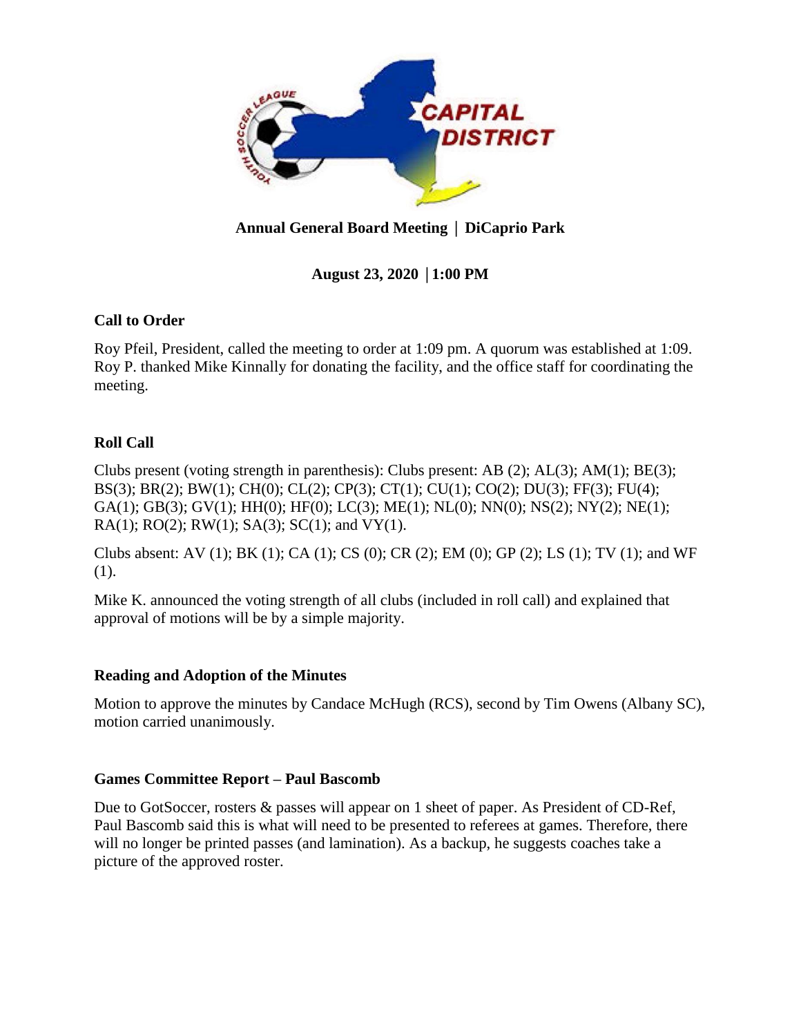**Annual General Board Meeting | DiCaprio Park**

**August 23, 2020 | 1:00 PM**

## Call to Order

Roy Pfeil, President, called the meeting to order at 1:09 pm. A quorum was established at 1:09. Roy P. thanked Mike Kinnally for donating the facility, and the office staff for coordinating the meeting.

## Roll Call

Clubs present (voting strength in parenthesis): Clubs present: AB (2); AL(3); AM(1); BE(3); BS(3); BR(2); BW(1); CH(0); CL(2); CP(3); CT(1); CU(1); CO(2); DU(3); FF(3); FU(4); GA(1); GB(3); GV(1); HH(0); HF(0); LC(3); ME(1); NL(0); NN(0); NS(2); NY(2); NE(1); RA(1); RO(2); RW(1); SA(3); SC(1); and VY(1).

Clubs absent: AV (1); BK (1); CA (1); CS (0); CR (2); EM (0); GP (2); LS (1); TV (1); and WF (1).

Mike K. announced the voting strength of all clubs (included in roll call) and explained that approval of motions will be by a simple majority.

## Reading and Adoption of the Minutes

Motion to approve the minutes by Candace McHugh (RCS), second by Tim Owens (Albany SC), motion carried unanimously.

## Games Committee Report – Paul Bascomb

Due to GotSoccer, rosters & passes will appear on 1 sheet of paper. As President of CD-Ref, Paul Bascomb said this is what will need to be presented to referees at games. Therefore, there will no longer be printed passes (and lamination). As a backup, he suggests coaches take a picture of the approved roster.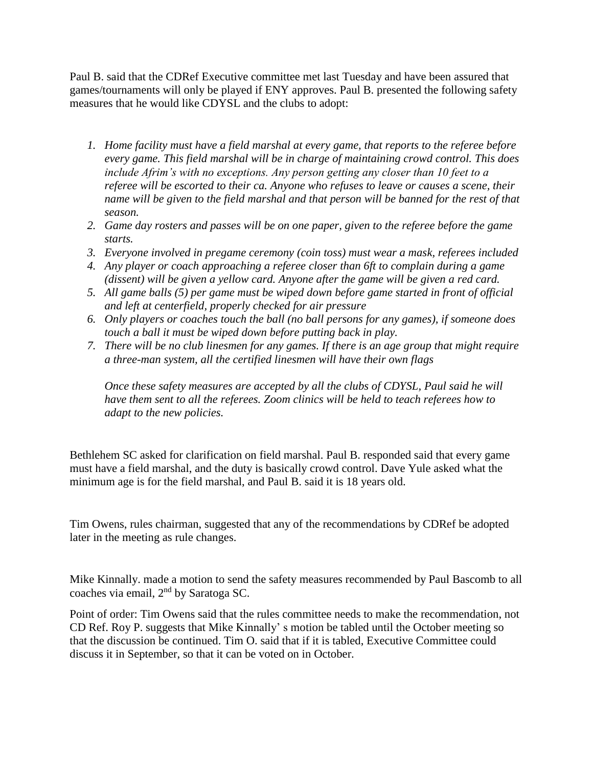Paul B. said that the CDRef Executive committee met last Tuesday and have been assured that games/tournaments will only be played if ENY approves. Paul B. presented the following safety measures that he would like CDYSL and the clubs to adopt:

1. *Home facility must have a field marshal at every game, that reports to the referee before every game. This field marshal will be in charge of maintaining crowd control. This does include Afrim's with no exceptions. Any person getting any closer than 10 feet to a referee will be escorted to their ca. Anyone who refuses to leave or causes a scene, their name will be given to the field marshal and that person will be banned for the rest of that season.*
2. *Game day rosters and passes will be on one paper, given to the referee before the game starts.*
3. *Everyone involved in pregame ceremony (coin toss) must wear a mask, referees included*
4. *Any player or coach approaching a referee closer than 6ft to complain during a game (dissent) will be given a yellow card. Anyone after the game will be given a red card.*
5. *All game balls (5) per game must be wiped down before game started in front of official and left at centerfield, properly checked for air pressure*
6. *Only players or coaches touch the ball (no ball persons for any games), if someone does touch a ball it must be wiped down before putting back in play.*
7. *There will be no club linesmen for any games. If there is an age group that might require a three-man system, all the certified linesmen will have their own flags*

   *Once these safety measures are accepted by all the clubs of CDYSL, Paul said he will have them sent to all the referees. Zoom clinics will be held to teach referees how to adapt to the new policies.*

Bethlehem SC asked for clarification on field marshal. Paul B. responded said that every game must have a field marshal, and the duty is basically crowd control. Dave Yule asked what the minimum age is for the field marshal, and Paul B. said it is 18 years old.

Tim Owens, rules chairman, suggested that any of the recommendations by CDRef be adopted later in the meeting as rule changes.

Mike Kinnally. made a motion to send the safety measures recommended by Paul Bascomb to all coaches via email, 2nd by Saratoga SC.

Point of order: Tim Owens said that the rules committee needs to make the recommendation, not CD Ref. Roy P. suggests that Mike Kinnally' s motion be tabled until the October meeting so that the discussion be continued. Tim O. said that if it is tabled, Executive Committee could discuss it in September, so that it can be voted on in October.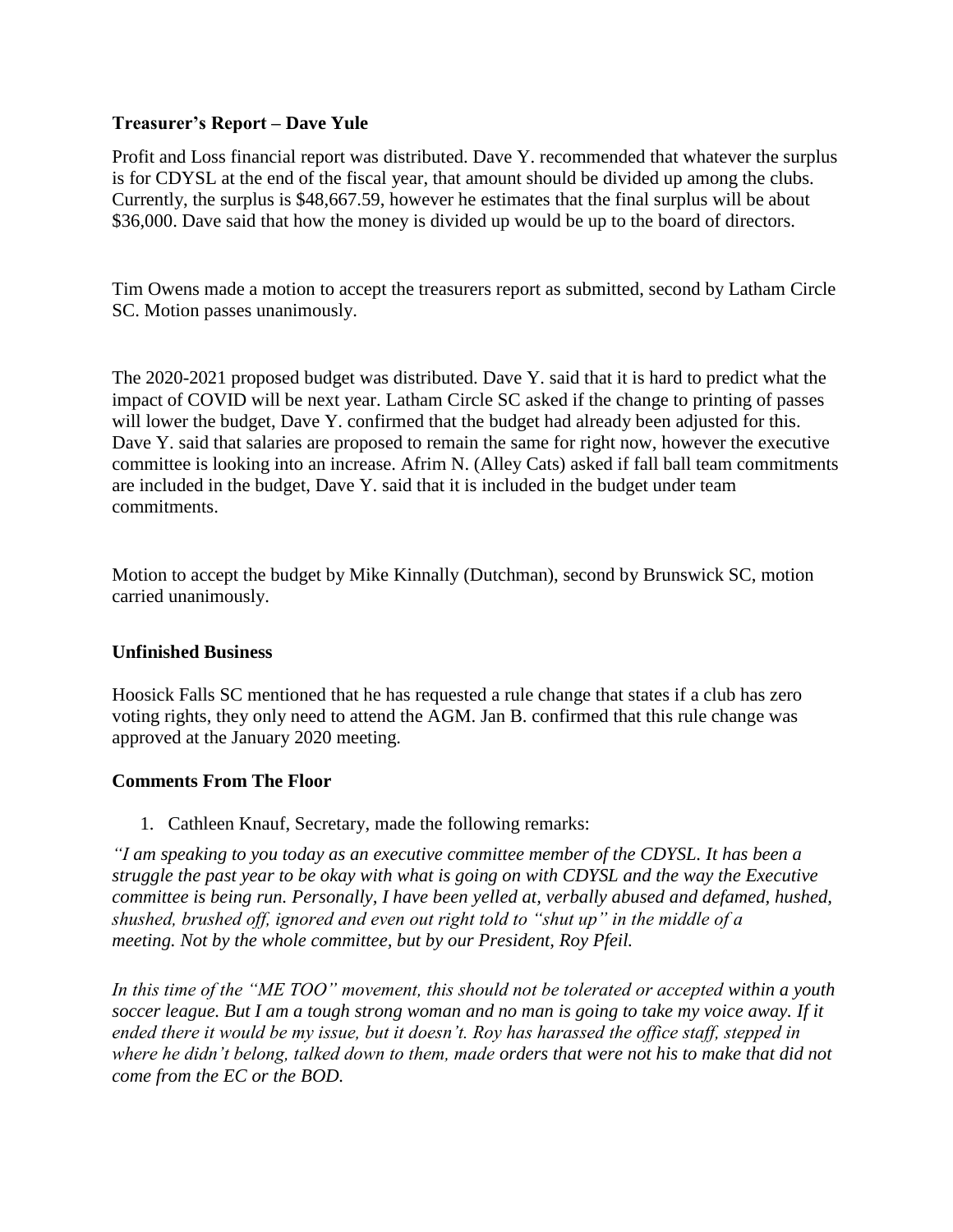**Treasurer's Report – Dave Yule**

Profit and Loss financial report was distributed. Dave Y. recommended that whatever the surplus is for CDYSL at the end of the fiscal year, that amount should be divided up among the clubs. Currently, the surplus is $48,667.59, however he estimates that the final surplus will be about $36,000. Dave said that how the money is divided up would be up to the board of directors.

Tim Owens made a motion to accept the treasurers report as submitted, second by Latham Circle SC. Motion passes unanimously.

The 2020-2021 proposed budget was distributed. Dave Y. said that it is hard to predict what the impact of COVID will be next year. Latham Circle SC asked if the change to printing of passes will lower the budget, Dave Y. confirmed that the budget had already been adjusted for this. Dave Y. said that salaries are proposed to remain the same for right now, however the executive committee is looking into an increase. Afrim N. (Alley Cats) asked if fall ball team commitments are included in the budget, Dave Y. said that it is included in the budget under team commitments.

Motion to accept the budget by Mike Kinnally (Dutchman), second by Brunswick SC, motion carried unanimously.

**Unfinished Business**

Hoosick Falls SC mentioned that he has requested a rule change that states if a club has zero voting rights, they only need to attend the AGM. Jan B. confirmed that this rule change was approved at the January 2020 meeting.

**Comments From The Floor**

1. Cathleen Knauf, Secretary, made the following remarks:

*"I am speaking to you today as an executive committee member of the CDYSL. It has been a struggle the past year to be okay with what is going on with CDYSL and the way the Executive committee is being run. Personally, I have been yelled at, verbally abused and defamed, hushed, shushed, brushed off, ignored and even out right told to "shut up" in the middle of a meeting. Not by the whole committee, but by our President, Roy Pfeil.*

*In this time of the "ME TOO" movement, this should not be tolerated or accepted within a youth soccer league. But I am a tough strong woman and no man is going to take my voice away. If it ended there it would be my issue, but it doesn't. Roy has harassed the office staff, stepped in where he didn't belong, talked down to them, made orders that were not his to make that did not come from the EC or the BOD.*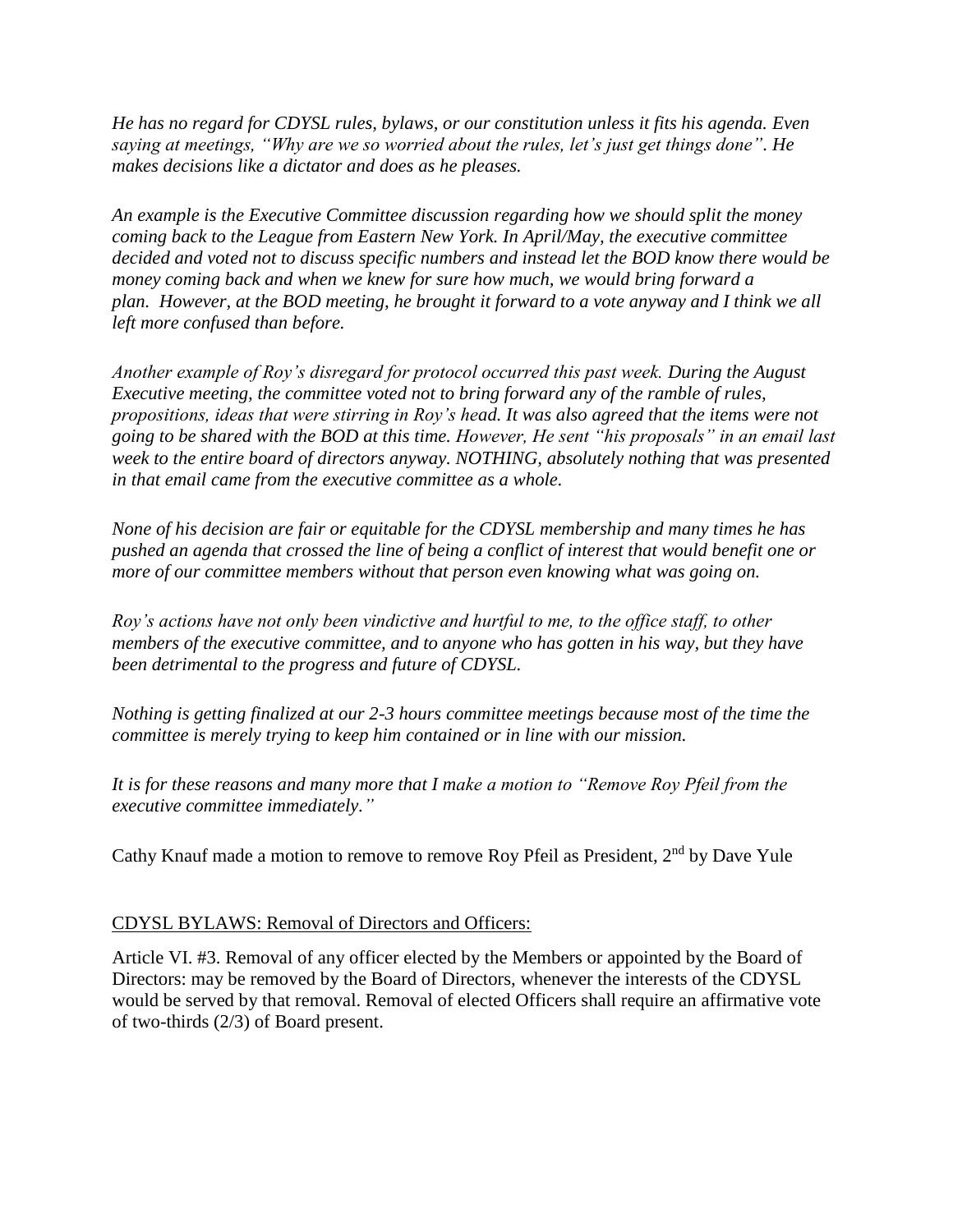*He has no regard for CDYSL rules, bylaws, or our constitution unless it fits his agenda. Even saying at meetings, "Why are we so worried about the rules, let's just get things done". He makes decisions like a dictator and does as he pleases.*

*An example is the Executive Committee discussion regarding how we should split the money coming back to the League from Eastern New York. In April/May, the executive committee decided and voted not to discuss specific numbers and instead let the BOD know there would be money coming back and when we knew for sure how much, we would bring forward a plan. However, at the BOD meeting, he brought it forward to a vote anyway and I think we all left more confused than before.*

*Another example of Roy's disregard for protocol occurred this past week. During the August Executive meeting, the committee voted not to bring forward any of the ramble of rules, propositions, ideas that were stirring in Roy's head. It was also agreed that the items were not going to be shared with the BOD at this time. However, He sent "his proposals" in an email last week to the entire board of directors anyway. NOTHING, absolutely nothing that was presented in that email came from the executive committee as a whole.*

*None of his decision are fair or equitable for the CDYSL membership and many times he has pushed an agenda that crossed the line of being a conflict of interest that would benefit one or more of our committee members without that person even knowing what was going on.*

*Roy's actions have not only been vindictive and hurtful to me, to the office staff, to other members of the executive committee, and to anyone who has gotten in his way, but they have been detrimental to the progress and future of CDYSL.*

*Nothing is getting finalized at our 2-3 hours committee meetings because most of the time the committee is merely trying to keep him contained or in line with our mission.*

*It is for these reasons and many more that I make a motion to "Remove Roy Pfeil from the executive committee immediately."*

Cathy Knauf made a motion to remove to remove Roy Pfeil as President, 2nd by Dave Yule

CDYSL BYLAWS: Removal of Directors and Officers:

Article VI. #3. Removal of any officer elected by the Members or appointed by the Board of Directors: may be removed by the Board of Directors, whenever the interests of the CDYSL would be served by that removal. Removal of elected Officers shall require an affirmative vote of two-thirds (2/3) of Board present.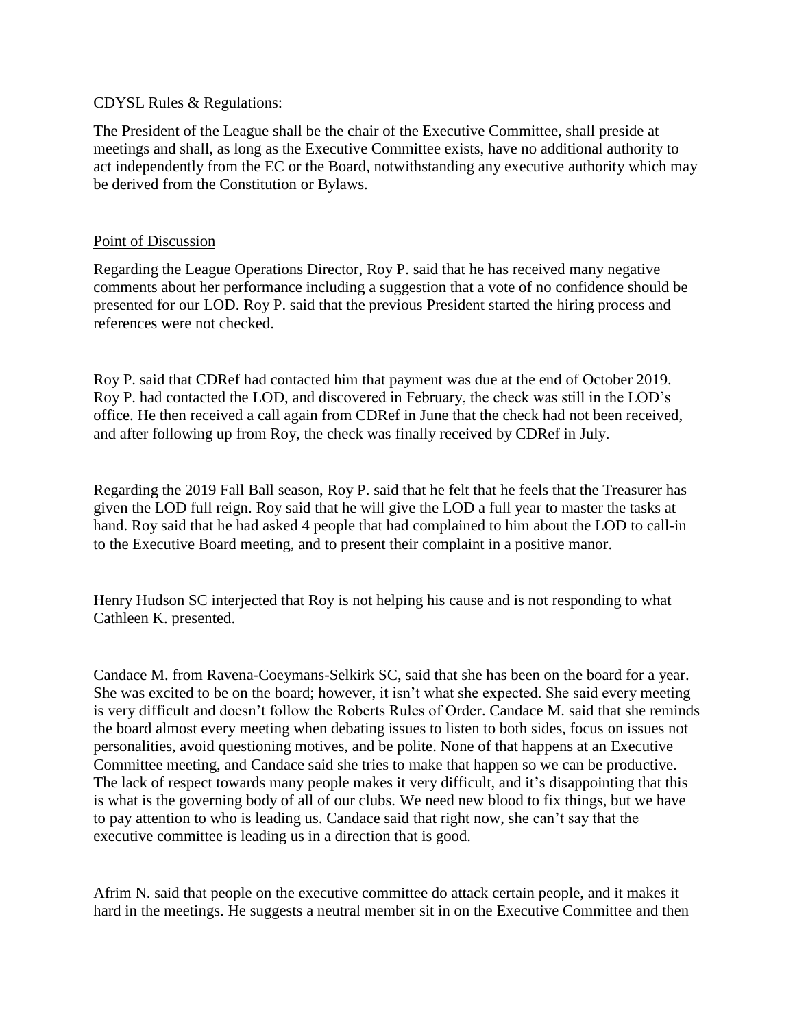CDYSL Rules & Regulations:

The President of the League shall be the chair of the Executive Committee, shall preside at meetings and shall, as long as the Executive Committee exists, have no additional authority to act independently from the EC or the Board, notwithstanding any executive authority which may be derived from the Constitution or Bylaws.

Point of Discussion

Regarding the League Operations Director, Roy P. said that he has received many negative comments about her performance including a suggestion that a vote of no confidence should be presented for our LOD. Roy P. said that the previous President started the hiring process and references were not checked.

Roy P. said that CDRef had contacted him that payment was due at the end of October 2019. Roy P. had contacted the LOD, and discovered in February, the check was still in the LOD's office. He then received a call again from CDRef in June that the check had not been received, and after following up from Roy, the check was finally received by CDRef in July.

Regarding the 2019 Fall Ball season, Roy P. said that he felt that he feels that the Treasurer has given the LOD full reign. Roy said that he will give the LOD a full year to master the tasks at hand. Roy said that he had asked 4 people that had complained to him about the LOD to call-in to the Executive Board meeting, and to present their complaint in a positive manor.

Henry Hudson SC interjected that Roy is not helping his cause and is not responding to what Cathleen K. presented.

Candace M. from Ravena-Coeymans-Selkirk SC, said that she has been on the board for a year. She was excited to be on the board; however, it isn't what she expected. She said every meeting is very difficult and doesn't follow the Roberts Rules of Order. Candace M. said that she reminds the board almost every meeting when debating issues to listen to both sides, focus on issues not personalities, avoid questioning motives, and be polite. None of that happens at an Executive Committee meeting, and Candace said she tries to make that happen so we can be productive. The lack of respect towards many people makes it very difficult, and it's disappointing that this is what is the governing body of all of our clubs. We need new blood to fix things, but we have to pay attention to who is leading us. Candace said that right now, she can't say that the executive committee is leading us in a direction that is good.

Afrim N. said that people on the executive committee do attack certain people, and it makes it hard in the meetings. He suggests a neutral member sit in on the Executive Committee and then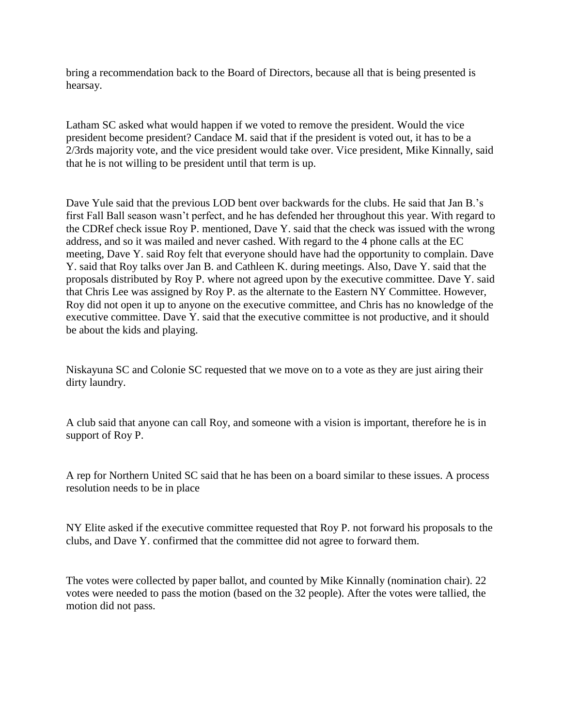bring a recommendation back to the Board of Directors, because all that is being presented is hearsay.

Latham SC asked what would happen if we voted to remove the president. Would the vice president become president? Candace M. said that if the president is voted out, it has to be a 2/3rds majority vote, and the vice president would take over. Vice president, Mike Kinnally, said that he is not willing to be president until that term is up.

Dave Yule said that the previous LOD bent over backwards for the clubs. He said that Jan B.'s first Fall Ball season wasn't perfect, and he has defended her throughout this year. With regard to the CDRef check issue Roy P. mentioned, Dave Y. said that the check was issued with the wrong address, and so it was mailed and never cashed. With regard to the 4 phone calls at the EC meeting, Dave Y. said Roy felt that everyone should have had the opportunity to complain. Dave Y. said that Roy talks over Jan B. and Cathleen K. during meetings. Also, Dave Y. said that the proposals distributed by Roy P. where not agreed upon by the executive committee. Dave Y. said that Chris Lee was assigned by Roy P. as the alternate to the Eastern NY Committee. However, Roy did not open it up to anyone on the executive committee, and Chris has no knowledge of the executive committee. Dave Y. said that the executive committee is not productive, and it should be about the kids and playing.

Niskayuna SC and Colonie SC requested that we move on to a vote as they are just airing their dirty laundry.

A club said that anyone can call Roy, and someone with a vision is important, therefore he is in support of Roy P.

A rep for Northern United SC said that he has been on a board similar to these issues. A process resolution needs to be in place

NY Elite asked if the executive committee requested that Roy P. not forward his proposals to the clubs, and Dave Y. confirmed that the committee did not agree to forward them.

The votes were collected by paper ballot, and counted by Mike Kinnally (nomination chair). 22 votes were needed to pass the motion (based on the 32 people). After the votes were tallied, the motion did not pass.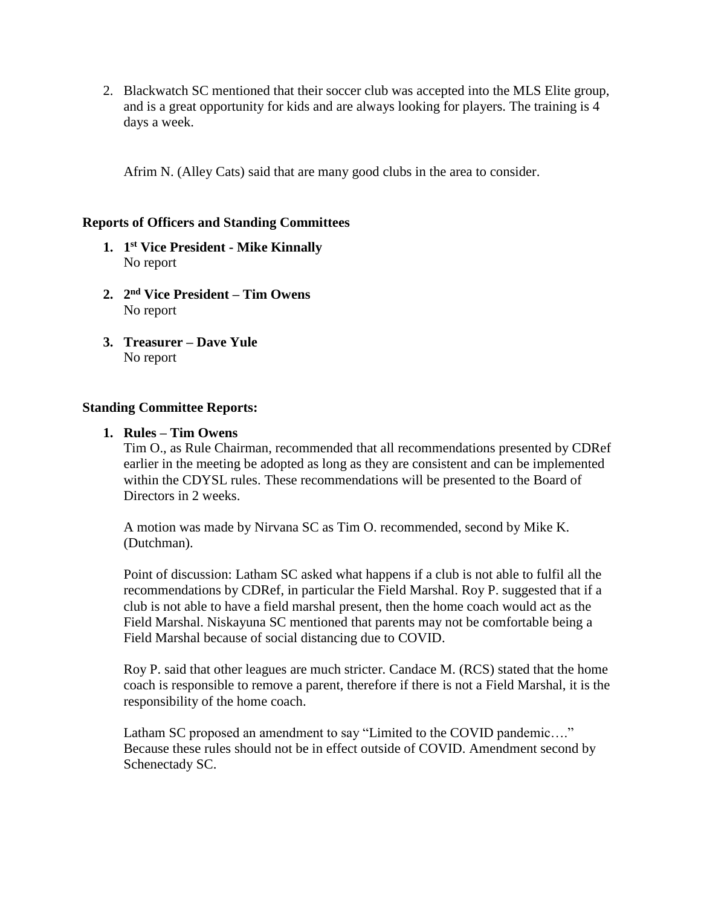2. Blackwatch SC mentioned that their soccer club was accepted into the MLS Elite group, and is a great opportunity for kids and are always looking for players. The training is 4 days a week.

   Afrim N. (Alley Cats) said that are many good clubs in the area to consider.

**Reports of Officers and Standing Committees**

1. **1st Vice President - Mike Kinnally**
   No report

2. **2nd Vice President – Tim Owens**
   No report

3. **Treasurer – Dave Yule**
   No report

**Standing Committee Reports:**

1. **Rules – Tim Owens**
   Tim O., as Rule Chairman, recommended that all recommendations presented by CDRef earlier in the meeting be adopted as long as they are consistent and can be implemented within the CDYSL rules. These recommendations will be presented to the Board of Directors in 2 weeks.

   A motion was made by Nirvana SC as Tim O. recommended, second by Mike K. (Dutchman).

   Point of discussion: Latham SC asked what happens if a club is not able to fulfil all the recommendations by CDRef, in particular the Field Marshal. Roy P. suggested that if a club is not able to have a field marshal present, then the home coach would act as the Field Marshal. Niskayuna SC mentioned that parents may not be comfortable being a Field Marshal because of social distancing due to COVID.

   Roy P. said that other leagues are much stricter. Candace M. (RCS) stated that the home coach is responsible to remove a parent, therefore if there is not a Field Marshal, it is the responsibility of the home coach.

   Latham SC proposed an amendment to say "Limited to the COVID pandemic…." Because these rules should not be in effect outside of COVID. Amendment second by Schenectady SC.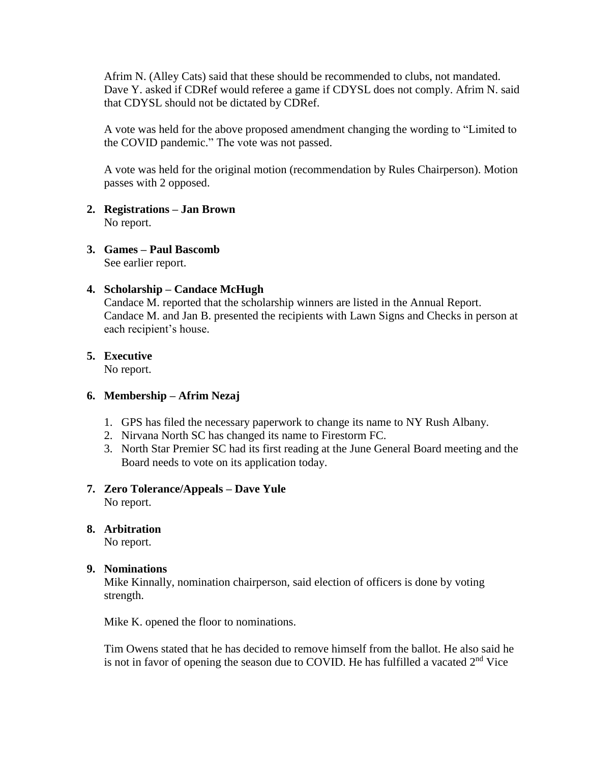Afrim N. (Alley Cats) said that these should be recommended to clubs, not mandated. Dave Y. asked if CDRef would referee a game if CDYSL does not comply. Afrim N. said that CDYSL should not be dictated by CDRef.

A vote was held for the above proposed amendment changing the wording to "Limited to the COVID pandemic." The vote was not passed.

A vote was held for the original motion (recommendation by Rules Chairperson). Motion passes with 2 opposed.

2. **Registrations – Jan Brown**
   No report.

3. **Games – Paul Bascomb**
   See earlier report.

4. **Scholarship – Candace McHugh**
   Candace M. reported that the scholarship winners are listed in the Annual Report. Candace M. and Jan B. presented the recipients with Lawn Signs and Checks in person at each recipient's house.

5. **Executive**
   No report.

6. **Membership – Afrim Nezaj**

   1. GPS has filed the necessary paperwork to change its name to NY Rush Albany.
   2. Nirvana North SC has changed its name to Firestorm FC.
   3. North Star Premier SC had its first reading at the June General Board meeting and the Board needs to vote on its application today.

7. **Zero Tolerance/Appeals – Dave Yule**
   No report.

8. **Arbitration**
   No report.

9. **Nominations**
   Mike Kinnally, nomination chairperson, said election of officers is done by voting strength.

   Mike K. opened the floor to nominations.

   Tim Owens stated that he has decided to remove himself from the ballot. He also said he is not in favor of opening the season due to COVID. He has fulfilled a vacated 2nd Vice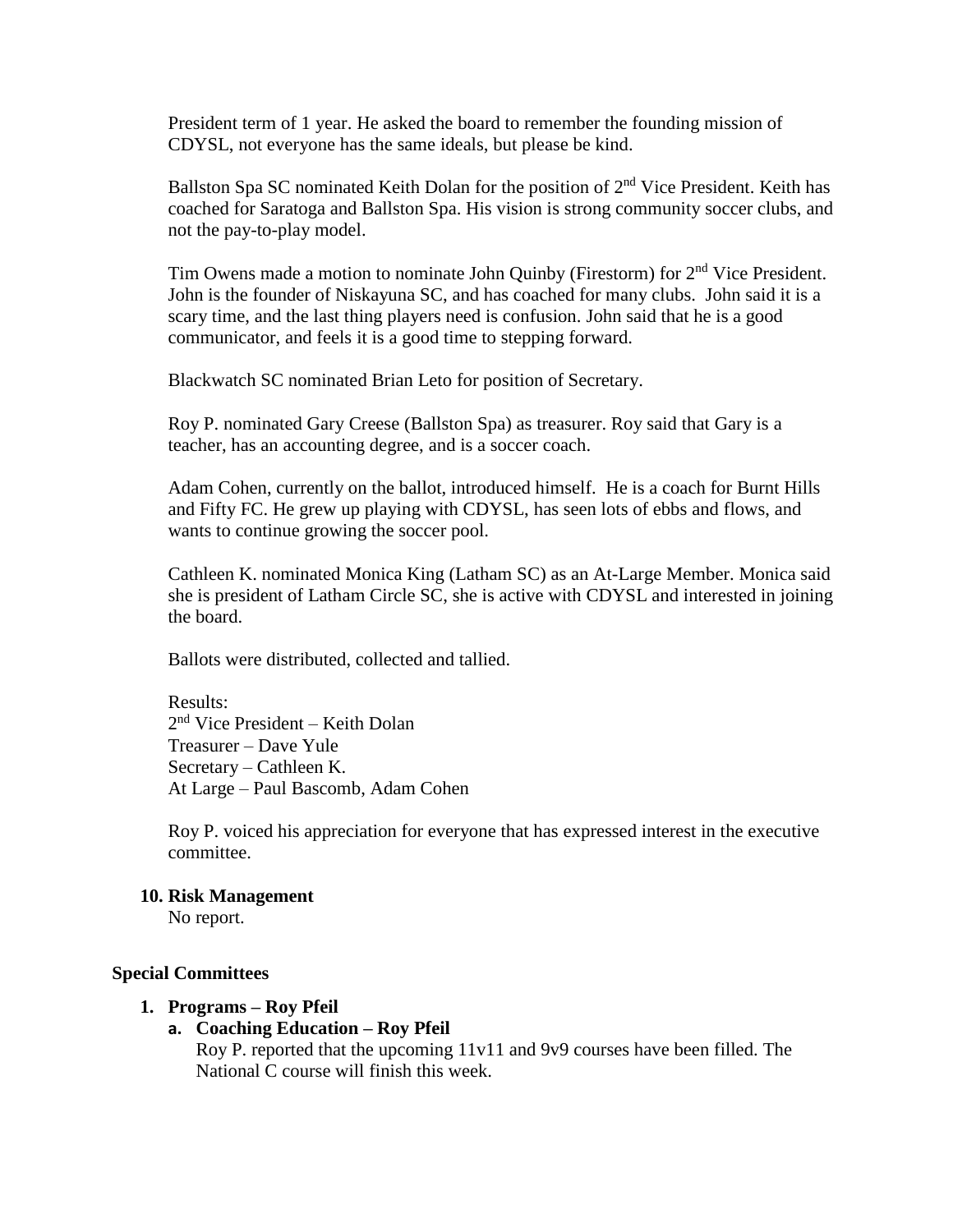President term of 1 year. He asked the board to remember the founding mission of CDYSL, not everyone has the same ideals, but please be kind.

Ballston Spa SC nominated Keith Dolan for the position of 2nd Vice President. Keith has coached for Saratoga and Ballston Spa. His vision is strong community soccer clubs, and not the pay-to-play model.

Tim Owens made a motion to nominate John Quinby (Firestorm) for 2nd Vice President. John is the founder of Niskayuna SC, and has coached for many clubs. John said it is a scary time, and the last thing players need is confusion. John said that he is a good communicator, and feels it is a good time to stepping forward.

Blackwatch SC nominated Brian Leto for position of Secretary.

Roy P. nominated Gary Creese (Ballston Spa) as treasurer. Roy said that Gary is a teacher, has an accounting degree, and is a soccer coach.

Adam Cohen, currently on the ballot, introduced himself. He is a coach for Burnt Hills and Fifty FC. He grew up playing with CDYSL, has seen lots of ebbs and flows, and wants to continue growing the soccer pool.

Cathleen K. nominated Monica King (Latham SC) as an At-Large Member. Monica said she is president of Latham Circle SC, she is active with CDYSL and interested in joining the board.

Ballots were distributed, collected and tallied.

Results:
2nd Vice President – Keith Dolan
Treasurer – Dave Yule
Secretary – Cathleen K.
At Large – Paul Bascomb, Adam Cohen

Roy P. voiced his appreciation for everyone that has expressed interest in the executive committee.

**10. Risk Management**

No report.

## Special Committees

**1. Programs – Roy Pfeil**

**a. Coaching Education – Roy Pfeil**

Roy P. reported that the upcoming 11v11 and 9v9 courses have been filled. The National C course will finish this week.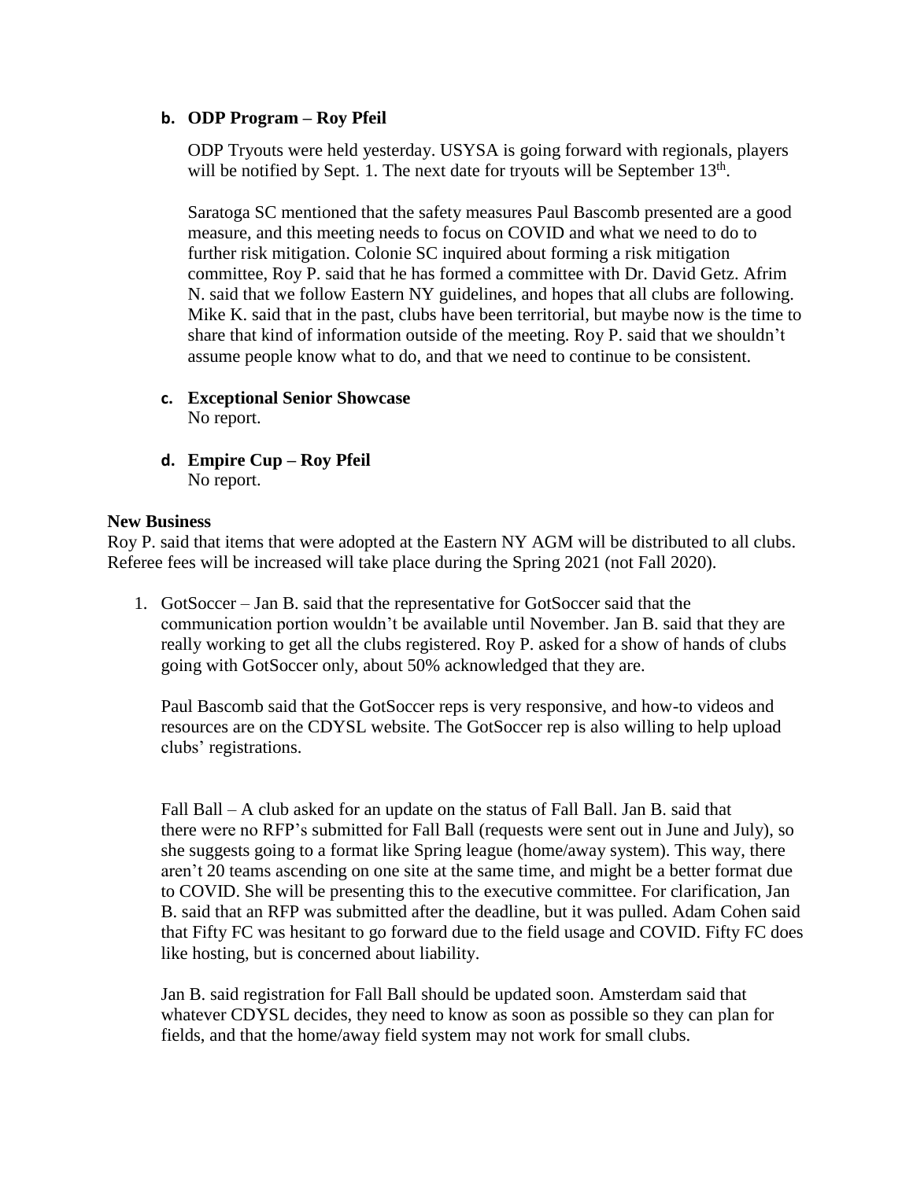**b. ODP Program – Roy Pfeil**

ODP Tryouts were held yesterday. USYSA is going forward with regionals, players will be notified by Sept. 1. The next date for tryouts will be September 13th.

Saratoga SC mentioned that the safety measures Paul Bascomb presented are a good measure, and this meeting needs to focus on COVID and what we need to do to further risk mitigation. Colonie SC inquired about forming a risk mitigation committee, Roy P. said that he has formed a committee with Dr. David Getz. Afrim N. said that we follow Eastern NY guidelines, and hopes that all clubs are following. Mike K. said that in the past, clubs have been territorial, but maybe now is the time to share that kind of information outside of the meeting. Roy P. said that we shouldn't assume people know what to do, and that we need to continue to be consistent.

**c. Exceptional Senior Showcase**
No report.

**d. Empire Cup – Roy Pfeil**
No report.

**New Business**

Roy P. said that items that were adopted at the Eastern NY AGM will be distributed to all clubs. Referee fees will be increased will take place during the Spring 2021 (not Fall 2020).

1. GotSoccer – Jan B. said that the representative for GotSoccer said that the communication portion wouldn't be available until November. Jan B. said that they are really working to get all the clubs registered. Roy P. asked for a show of hands of clubs going with GotSoccer only, about 50% acknowledged that they are.

   Paul Bascomb said that the GotSoccer reps is very responsive, and how-to videos and resources are on the CDYSL website. The GotSoccer rep is also willing to help upload clubs' registrations.

   Fall Ball – A club asked for an update on the status of Fall Ball. Jan B. said that there were no RFP's submitted for Fall Ball (requests were sent out in June and July), so she suggests going to a format like Spring league (home/away system). This way, there aren't 20 teams ascending on one site at the same time, and might be a better format due to COVID. She will be presenting this to the executive committee. For clarification, Jan B. said that an RFP was submitted after the deadline, but it was pulled. Adam Cohen said that Fifty FC was hesitant to go forward due to the field usage and COVID. Fifty FC does like hosting, but is concerned about liability.

   Jan B. said registration for Fall Ball should be updated soon. Amsterdam said that whatever CDYSL decides, they need to know as soon as possible so they can plan for fields, and that the home/away field system may not work for small clubs.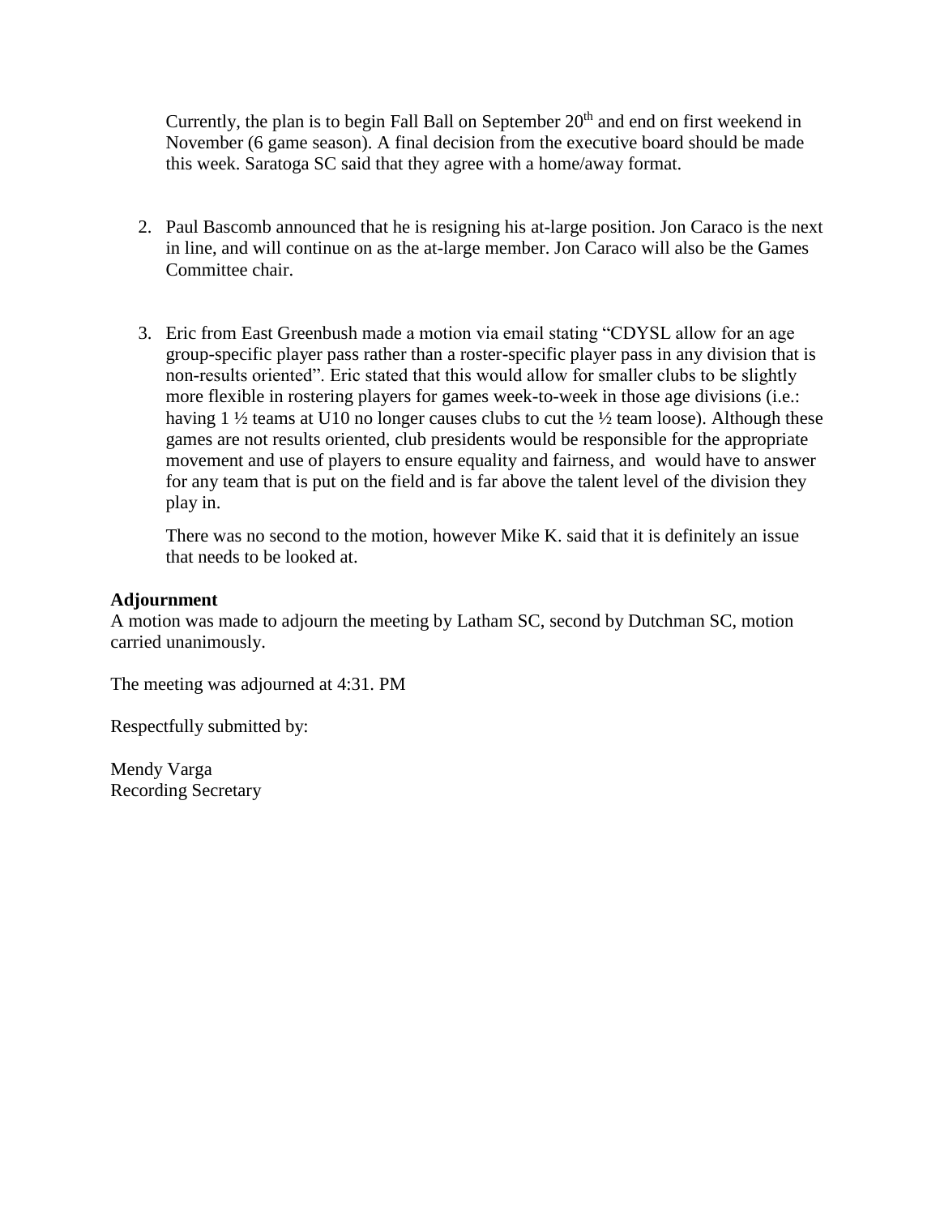Currently, the plan is to begin Fall Ball on September 20th and end on first weekend in November (6 game season). A final decision from the executive board should be made this week. Saratoga SC said that they agree with a home/away format.

2. Paul Bascomb announced that he is resigning his at-large position. Jon Caraco is the next in line, and will continue on as the at-large member. Jon Caraco will also be the Games Committee chair.

3. Eric from East Greenbush made a motion via email stating "CDYSL allow for an age group-specific player pass rather than a roster-specific player pass in any division that is non-results oriented". Eric stated that this would allow for smaller clubs to be slightly more flexible in rostering players for games week-to-week in those age divisions (i.e.: having 1 ½ teams at U10 no longer causes clubs to cut the ½ team loose). Although these games are not results oriented, club presidents would be responsible for the appropriate movement and use of players to ensure equality and fairness, and would have to answer for any team that is put on the field and is far above the talent level of the division they play in.

   There was no second to the motion, however Mike K. said that it is definitely an issue that needs to be looked at.

**Adjournment**

A motion was made to adjourn the meeting by Latham SC, second by Dutchman SC, motion carried unanimously.

The meeting was adjourned at 4:31. PM

Respectfully submitted by:

Mendy Varga
Recording Secretary